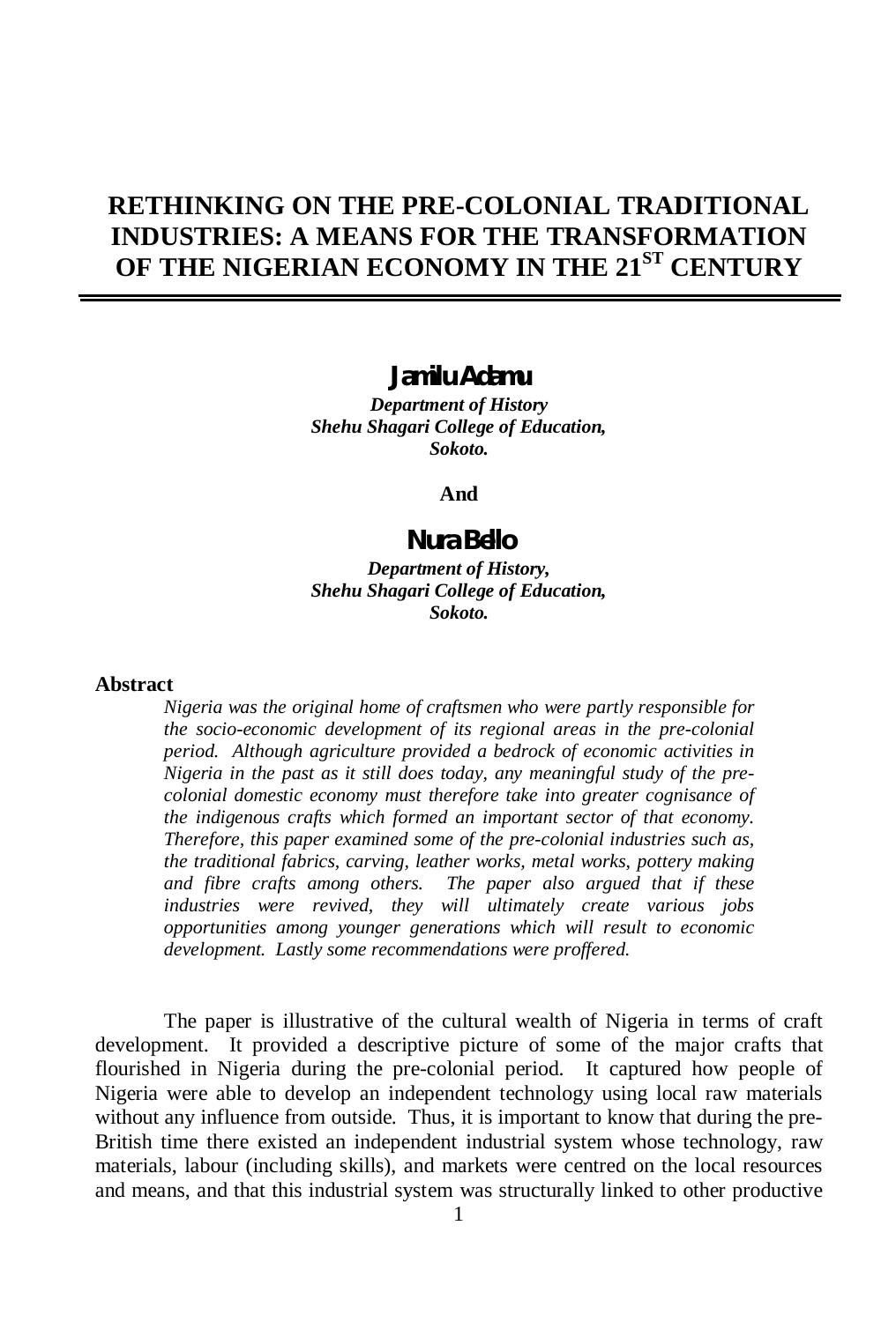# RETHINKING ON THE PRE-COLONIAL TRADITIONAL INDUSTRIES: A MEANS FOR THE TRANSFORMATION OF THE NIGERIAN ECONOMY IN THE 21$^{ST}$ CENTURY

**Jamilu Adamu**

*Department of History*
*Shehu Shagari College of Education,*
*Sokoto.*

**And**

**Nura Bello**

*Department of History,*
*Shehu Shagari College of Education,*
*Sokoto.*

**Abstract**

*Nigeria was the original home of craftsmen who were partly responsible for the socio-economic development of its regional areas in the pre-colonial period. Although agriculture provided a bedrock of economic activities in Nigeria in the past as it still does today, any meaningful study of the pre-colonial domestic economy must therefore take into greater cognisance of the indigenous crafts which formed an important sector of that economy. Therefore, this paper examined some of the pre-colonial industries such as, the traditional fabrics, carving, leather works, metal works, pottery making and fibre crafts among others. The paper also argued that if these industries were revived, they will ultimately create various jobs opportunities among younger generations which will result to economic development. Lastly some recommendations were proffered.*

The paper is illustrative of the cultural wealth of Nigeria in terms of craft development. It provided a descriptive picture of some of the major crafts that flourished in Nigeria during the pre-colonial period. It captured how people of Nigeria were able to develop an independent technology using local raw materials without any influence from outside. Thus, it is important to know that during the pre-British time there existed an independent industrial system whose technology, raw materials, labour (including skills), and markets were centred on the local resources and means, and that this industrial system was structurally linked to other productive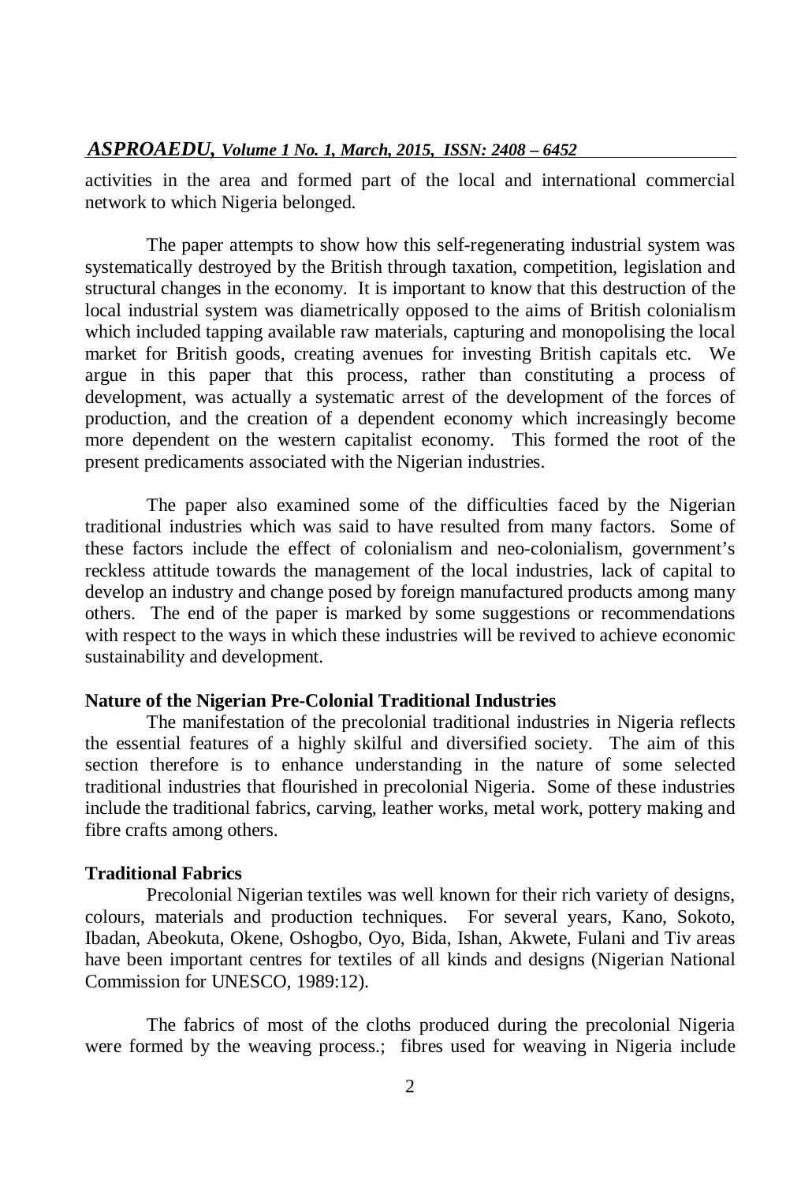activities in the area and formed part of the local and international commercial network to which Nigeria belonged.

The paper attempts to show how this self-regenerating industrial system was systematically destroyed by the British through taxation, competition, legislation and structural changes in the economy. It is important to know that this destruction of the local industrial system was diametrically opposed to the aims of British colonialism which included tapping available raw materials, capturing and monopolising the local market for British goods, creating avenues for investing British capitals etc. We argue in this paper that this process, rather than constituting a process of development, was actually a systematic arrest of the development of the forces of production, and the creation of a dependent economy which increasingly become more dependent on the western capitalist economy. This formed the root of the present predicaments associated with the Nigerian industries.

The paper also examined some of the difficulties faced by the Nigerian traditional industries which was said to have resulted from many factors. Some of these factors include the effect of colonialism and neo-colonialism, government's reckless attitude towards the management of the local industries, lack of capital to develop an industry and change posed by foreign manufactured products among many others. The end of the paper is marked by some suggestions or recommendations with respect to the ways in which these industries will be revived to achieve economic sustainability and development.

**Nature of the Nigerian Pre-Colonial Traditional Industries**

The manifestation of the precolonial traditional industries in Nigeria reflects the essential features of a highly skilful and diversified society. The aim of this section therefore is to enhance understanding in the nature of some selected traditional industries that flourished in precolonial Nigeria. Some of these industries include the traditional fabrics, carving, leather works, metal work, pottery making and fibre crafts among others.

**Traditional Fabrics**

Precolonial Nigerian textiles was well known for their rich variety of designs, colours, materials and production techniques. For several years, Kano, Sokoto, Ibadan, Abeokuta, Okene, Oshogbo, Oyo, Bida, Ishan, Akwete, Fulani and Tiv areas have been important centres for textiles of all kinds and designs (Nigerian National Commission for UNESCO, 1989:12).

The fabrics of most of the cloths produced during the precolonial Nigeria were formed by the weaving process.; fibres used for weaving in Nigeria include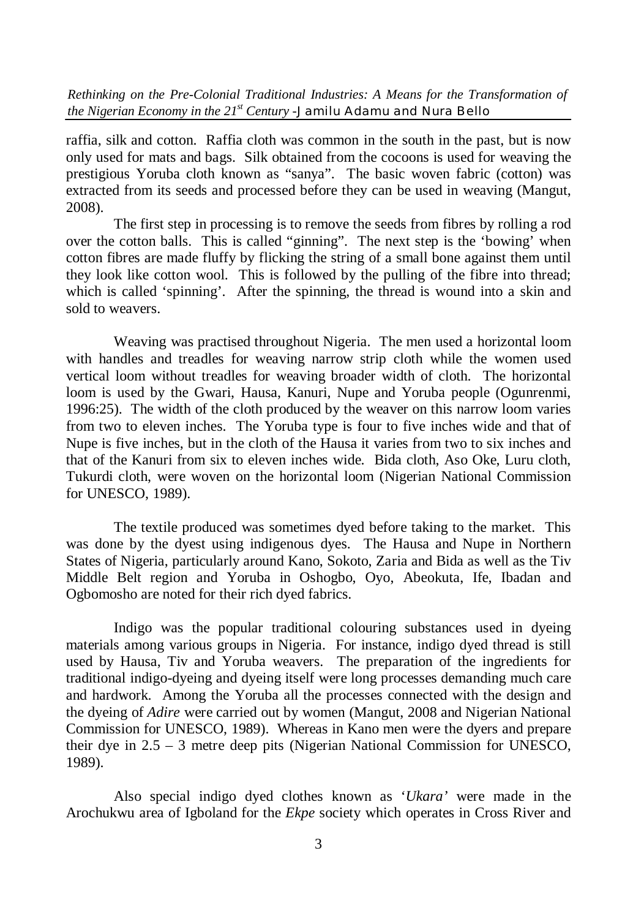raffia, silk and cotton. Raffia cloth was common in the south in the past, but is now only used for mats and bags. Silk obtained from the cocoons is used for weaving the prestigious Yoruba cloth known as "sanya". The basic woven fabric (cotton) was extracted from its seeds and processed before they can be used in weaving (Mangut, 2008).

The first step in processing is to remove the seeds from fibres by rolling a rod over the cotton balls. This is called "ginning". The next step is the 'bowing' when cotton fibres are made fluffy by flicking the string of a small bone against them until they look like cotton wool. This is followed by the pulling of the fibre into thread; which is called 'spinning'. After the spinning, the thread is wound into a skin and sold to weavers.

Weaving was practised throughout Nigeria. The men used a horizontal loom with handles and treadles for weaving narrow strip cloth while the women used vertical loom without treadles for weaving broader width of cloth. The horizontal loom is used by the Gwari, Hausa, Kanuri, Nupe and Yoruba people (Ogunrenmi, 1996:25). The width of the cloth produced by the weaver on this narrow loom varies from two to eleven inches. The Yoruba type is four to five inches wide and that of Nupe is five inches, but in the cloth of the Hausa it varies from two to six inches and that of the Kanuri from six to eleven inches wide. Bida cloth, Aso Oke, Luru cloth, Tukurdi cloth, were woven on the horizontal loom (Nigerian National Commission for UNESCO, 1989).

The textile produced was sometimes dyed before taking to the market. This was done by the dyest using indigenous dyes. The Hausa and Nupe in Northern States of Nigeria, particularly around Kano, Sokoto, Zaria and Bida as well as the Tiv Middle Belt region and Yoruba in Oshogbo, Oyo, Abeokuta, Ife, Ibadan and Ogbomosho are noted for their rich dyed fabrics.

Indigo was the popular traditional colouring substances used in dyeing materials among various groups in Nigeria. For instance, indigo dyed thread is still used by Hausa, Tiv and Yoruba weavers. The preparation of the ingredients for traditional indigo-dyeing and dyeing itself were long processes demanding much care and hardwork. Among the Yoruba all the processes connected with the design and the dyeing of *Adire* were carried out by women (Mangut, 2008 and Nigerian National Commission for UNESCO, 1989). Whereas in Kano men were the dyers and prepare their dye in 2.5 – 3 metre deep pits (Nigerian National Commission for UNESCO, 1989).

Also special indigo dyed clothes known as *'Ukara'* were made in the Arochukwu area of Igboland for the *Ekpe* society which operates in Cross River and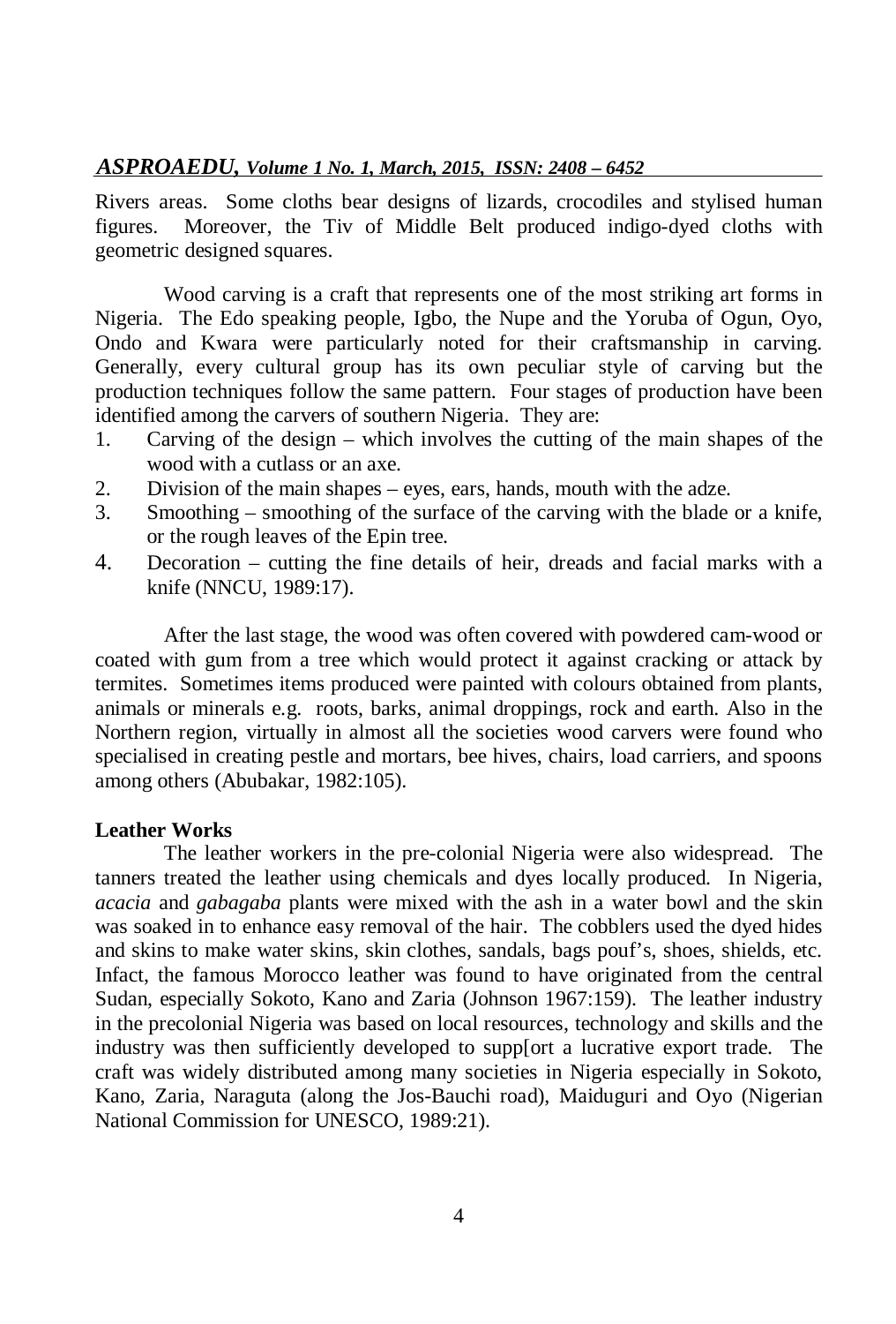Rivers areas. Some cloths bear designs of lizards, crocodiles and stylised human figures. Moreover, the Tiv of Middle Belt produced indigo-dyed cloths with geometric designed squares.

Wood carving is a craft that represents one of the most striking art forms in Nigeria. The Edo speaking people, Igbo, the Nupe and the Yoruba of Ogun, Oyo, Ondo and Kwara were particularly noted for their craftsmanship in carving. Generally, every cultural group has its own peculiar style of carving but the production techniques follow the same pattern. Four stages of production have been identified among the carvers of southern Nigeria. They are:

1. Carving of the design – which involves the cutting of the main shapes of the wood with a cutlass or an axe.
2. Division of the main shapes – eyes, ears, hands, mouth with the adze.
3. Smoothing – smoothing of the surface of the carving with the blade or a knife, or the rough leaves of the Epin tree.
4. Decoration – cutting the fine details of heir, dreads and facial marks with a knife (NNCU, 1989:17).

After the last stage, the wood was often covered with powdered cam-wood or coated with gum from a tree which would protect it against cracking or attack by termites. Sometimes items produced were painted with colours obtained from plants, animals or minerals e.g. roots, barks, animal droppings, rock and earth. Also in the Northern region, virtually in almost all the societies wood carvers were found who specialised in creating pestle and mortars, bee hives, chairs, load carriers, and spoons among others (Abubakar, 1982:105).

**Leather Works**

The leather workers in the pre-colonial Nigeria were also widespread. The tanners treated the leather using chemicals and dyes locally produced. In Nigeria, *acacia* and *gabagaba* plants were mixed with the ash in a water bowl and the skin was soaked in to enhance easy removal of the hair. The cobblers used the dyed hides and skins to make water skins, skin clothes, sandals, bags pouf's, shoes, shields, etc. Infact, the famous Morocco leather was found to have originated from the central Sudan, especially Sokoto, Kano and Zaria (Johnson 1967:159). The leather industry in the precolonial Nigeria was based on local resources, technology and skills and the industry was then sufficiently developed to supp[ort a lucrative export trade. The craft was widely distributed among many societies in Nigeria especially in Sokoto, Kano, Zaria, Naraguta (along the Jos-Bauchi road), Maiduguri and Oyo (Nigerian National Commission for UNESCO, 1989:21).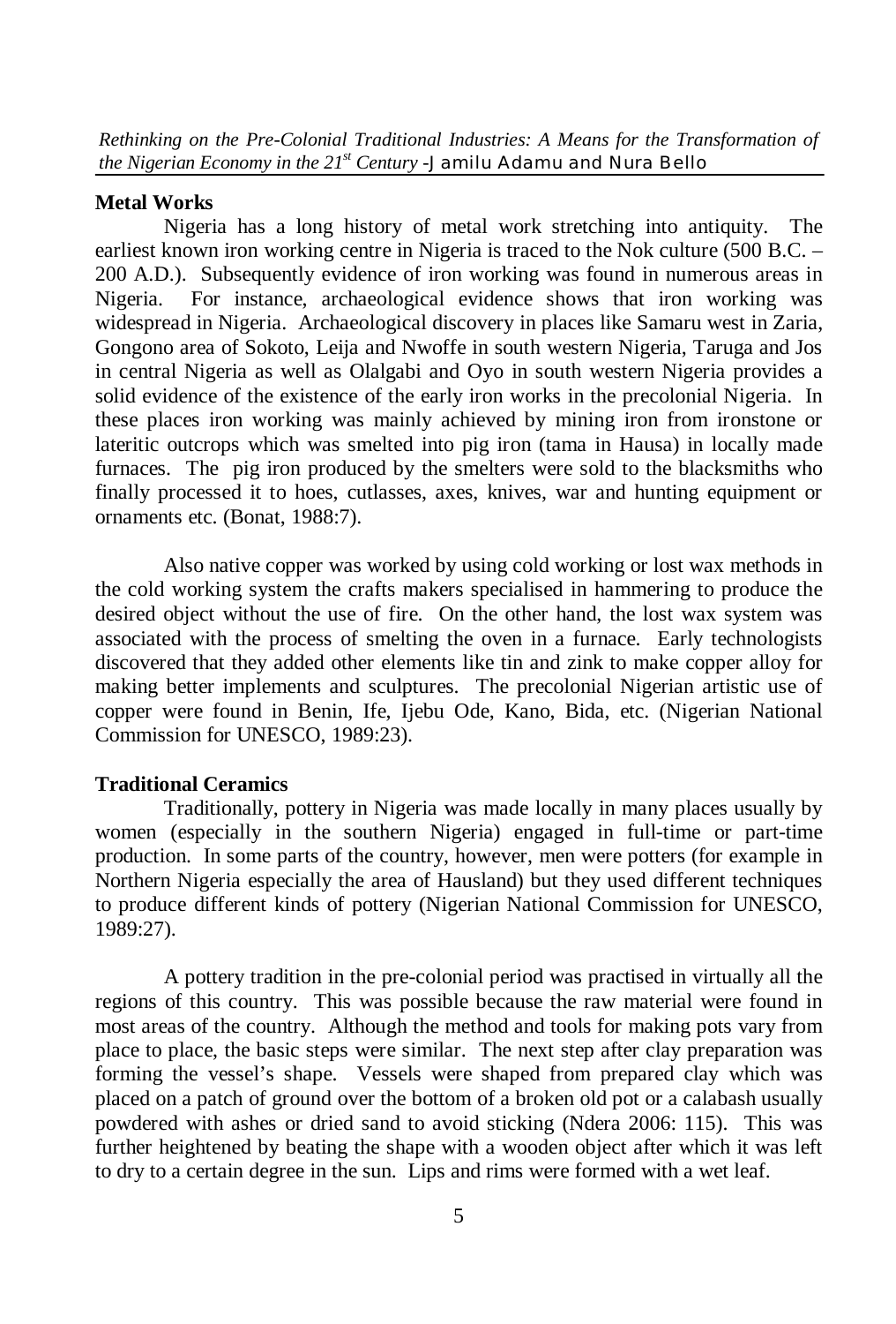**Metal Works**

Nigeria has a long history of metal work stretching into antiquity. The earliest known iron working centre in Nigeria is traced to the Nok culture (500 B.C. – 200 A.D.). Subsequently evidence of iron working was found in numerous areas in Nigeria. For instance, archaeological evidence shows that iron working was widespread in Nigeria. Archaeological discovery in places like Samaru west in Zaria, Gongono area of Sokoto, Leija and Nwoffe in south western Nigeria, Taruga and Jos in central Nigeria as well as Olalgabi and Oyo in south western Nigeria provides a solid evidence of the existence of the early iron works in the precolonial Nigeria. In these places iron working was mainly achieved by mining iron from ironstone or lateritic outcrops which was smelted into pig iron (tama in Hausa) in locally made furnaces. The pig iron produced by the smelters were sold to the blacksmiths who finally processed it to hoes, cutlasses, axes, knives, war and hunting equipment or ornaments etc. (Bonat, 1988:7).

Also native copper was worked by using cold working or lost wax methods in the cold working system the crafts makers specialised in hammering to produce the desired object without the use of fire. On the other hand, the lost wax system was associated with the process of smelting the oven in a furnace. Early technologists discovered that they added other elements like tin and zink to make copper alloy for making better implements and sculptures. The precolonial Nigerian artistic use of copper were found in Benin, Ife, Ijebu Ode, Kano, Bida, etc. (Nigerian National Commission for UNESCO, 1989:23).

**Traditional Ceramics**

Traditionally, pottery in Nigeria was made locally in many places usually by women (especially in the southern Nigeria) engaged in full-time or part-time production. In some parts of the country, however, men were potters (for example in Northern Nigeria especially the area of Hausland) but they used different techniques to produce different kinds of pottery (Nigerian National Commission for UNESCO, 1989:27).

A pottery tradition in the pre-colonial period was practised in virtually all the regions of this country. This was possible because the raw material were found in most areas of the country. Although the method and tools for making pots vary from place to place, the basic steps were similar. The next step after clay preparation was forming the vessel's shape. Vessels were shaped from prepared clay which was placed on a patch of ground over the bottom of a broken old pot or a calabash usually powdered with ashes or dried sand to avoid sticking (Ndera 2006: 115). This was further heightened by beating the shape with a wooden object after which it was left to dry to a certain degree in the sun. Lips and rims were formed with a wet leaf.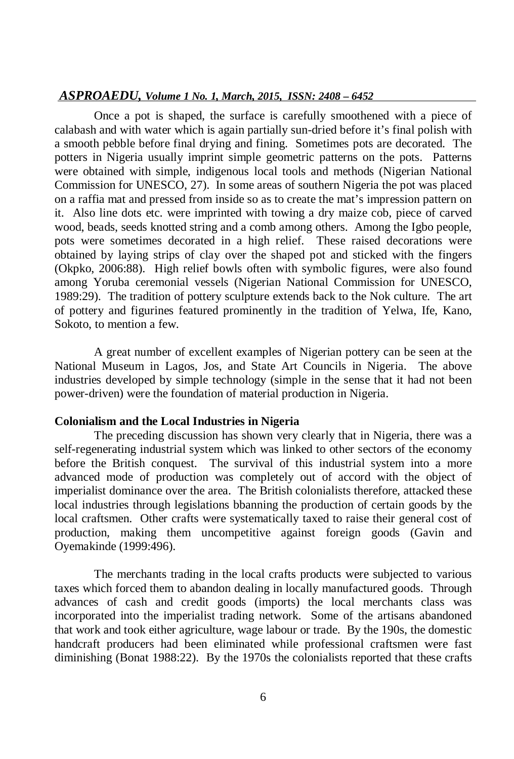Once a pot is shaped, the surface is carefully smoothened with a piece of calabash and with water which is again partially sun-dried before it's final polish with a smooth pebble before final drying and fining. Sometimes pots are decorated. The potters in Nigeria usually imprint simple geometric patterns on the pots. Patterns were obtained with simple, indigenous local tools and methods (Nigerian National Commission for UNESCO, 27). In some areas of southern Nigeria the pot was placed on a raffia mat and pressed from inside so as to create the mat's impression pattern on it. Also line dots etc. were imprinted with towing a dry maize cob, piece of carved wood, beads, seeds knotted string and a comb among others. Among the Igbo people, pots were sometimes decorated in a high relief. These raised decorations were obtained by laying strips of clay over the shaped pot and sticked with the fingers (Okpko, 2006:88). High relief bowls often with symbolic figures, were also found among Yoruba ceremonial vessels (Nigerian National Commission for UNESCO, 1989:29). The tradition of pottery sculpture extends back to the Nok culture. The art of pottery and figurines featured prominently in the tradition of Yelwa, Ife, Kano, Sokoto, to mention a few.

A great number of excellent examples of Nigerian pottery can be seen at the National Museum in Lagos, Jos, and State Art Councils in Nigeria. The above industries developed by simple technology (simple in the sense that it had not been power-driven) were the foundation of material production in Nigeria.

**Colonialism and the Local Industries in Nigeria**

The preceding discussion has shown very clearly that in Nigeria, there was a self-regenerating industrial system which was linked to other sectors of the economy before the British conquest. The survival of this industrial system into a more advanced mode of production was completely out of accord with the object of imperialist dominance over the area. The British colonialists therefore, attacked these local industries through legislations bbanning the production of certain goods by the local craftsmen. Other crafts were systematically taxed to raise their general cost of production, making them uncompetitive against foreign goods (Gavin and Oyemakinde (1999:496).

The merchants trading in the local crafts products were subjected to various taxes which forced them to abandon dealing in locally manufactured goods. Through advances of cash and credit goods (imports) the local merchants class was incorporated into the imperialist trading network. Some of the artisans abandoned that work and took either agriculture, wage labour or trade. By the 190s, the domestic handcraft producers had been eliminated while professional craftsmen were fast diminishing (Bonat 1988:22). By the 1970s the colonialists reported that these crafts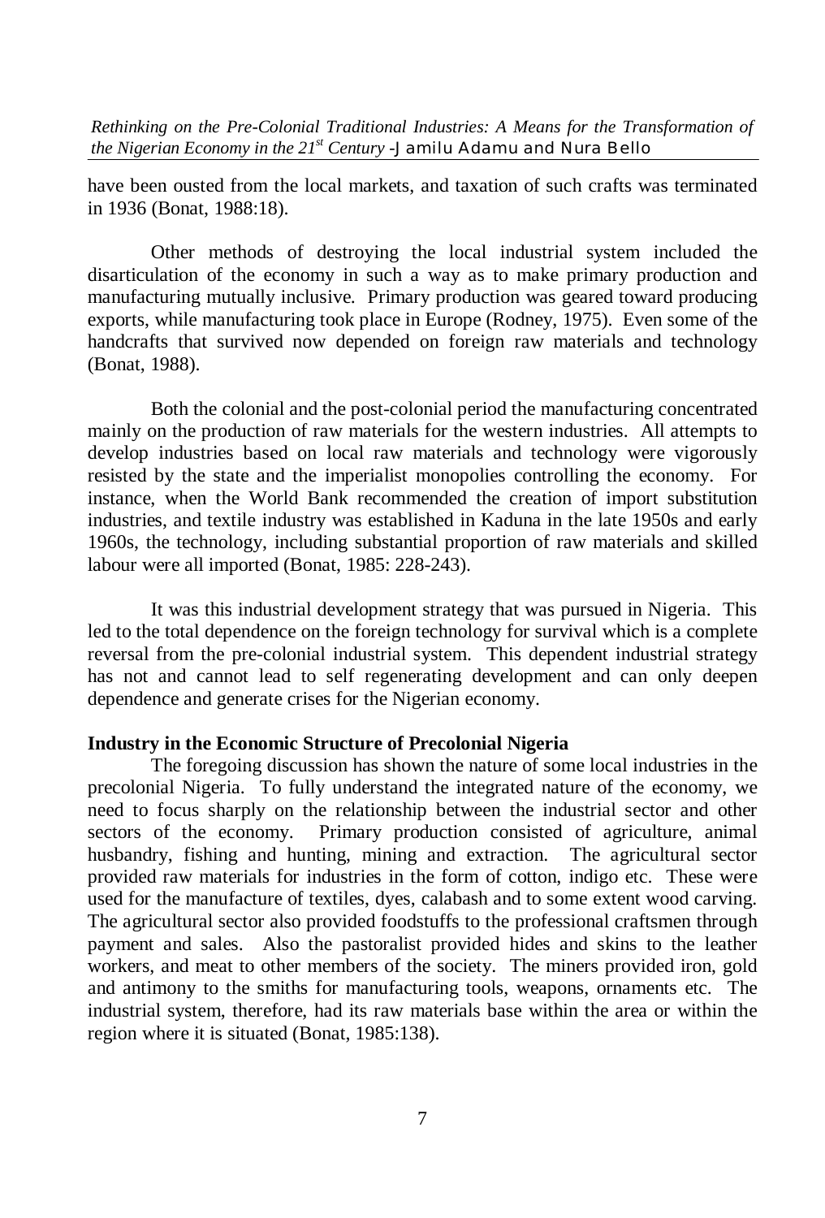have been ousted from the local markets, and taxation of such crafts was terminated in 1936 (Bonat, 1988:18).

Other methods of destroying the local industrial system included the disarticulation of the economy in such a way as to make primary production and manufacturing mutually inclusive. Primary production was geared toward producing exports, while manufacturing took place in Europe (Rodney, 1975). Even some of the handcrafts that survived now depended on foreign raw materials and technology (Bonat, 1988).

Both the colonial and the post-colonial period the manufacturing concentrated mainly on the production of raw materials for the western industries. All attempts to develop industries based on local raw materials and technology were vigorously resisted by the state and the imperialist monopolies controlling the economy. For instance, when the World Bank recommended the creation of import substitution industries, and textile industry was established in Kaduna in the late 1950s and early 1960s, the technology, including substantial proportion of raw materials and skilled labour were all imported (Bonat, 1985: 228-243).

It was this industrial development strategy that was pursued in Nigeria. This led to the total dependence on the foreign technology for survival which is a complete reversal from the pre-colonial industrial system. This dependent industrial strategy has not and cannot lead to self regenerating development and can only deepen dependence and generate crises for the Nigerian economy.

## Industry in the Economic Structure of Precolonial Nigeria

The foregoing discussion has shown the nature of some local industries in the precolonial Nigeria. To fully understand the integrated nature of the economy, we need to focus sharply on the relationship between the industrial sector and other sectors of the economy. Primary production consisted of agriculture, animal husbandry, fishing and hunting, mining and extraction. The agricultural sector provided raw materials for industries in the form of cotton, indigo etc. These were used for the manufacture of textiles, dyes, calabash and to some extent wood carving. The agricultural sector also provided foodstuffs to the professional craftsmen through payment and sales. Also the pastoralist provided hides and skins to the leather workers, and meat to other members of the society. The miners provided iron, gold and antimony to the smiths for manufacturing tools, weapons, ornaments etc. The industrial system, therefore, had its raw materials base within the area or within the region where it is situated (Bonat, 1985:138).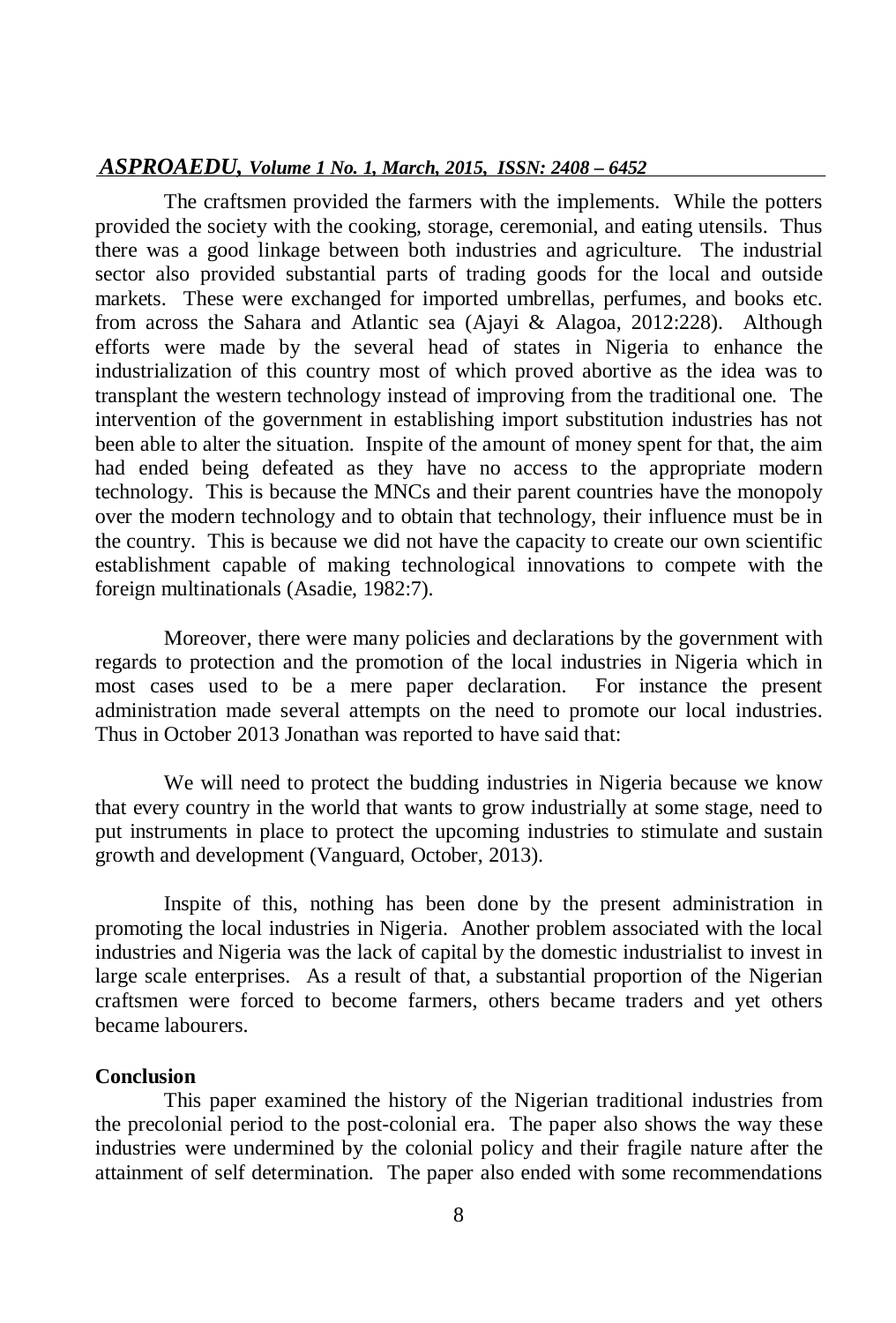The craftsmen provided the farmers with the implements. While the potters provided the society with the cooking, storage, ceremonial, and eating utensils. Thus there was a good linkage between both industries and agriculture. The industrial sector also provided substantial parts of trading goods for the local and outside markets. These were exchanged for imported umbrellas, perfumes, and books etc. from across the Sahara and Atlantic sea (Ajayi & Alagoa, 2012:228). Although efforts were made by the several head of states in Nigeria to enhance the industrialization of this country most of which proved abortive as the idea was to transplant the western technology instead of improving from the traditional one. The intervention of the government in establishing import substitution industries has not been able to alter the situation. Inspite of the amount of money spent for that, the aim had ended being defeated as they have no access to the appropriate modern technology. This is because the MNCs and their parent countries have the monopoly over the modern technology and to obtain that technology, their influence must be in the country. This is because we did not have the capacity to create our own scientific establishment capable of making technological innovations to compete with the foreign multinationals (Asadie, 1982:7).

Moreover, there were many policies and declarations by the government with regards to protection and the promotion of the local industries in Nigeria which in most cases used to be a mere paper declaration. For instance the present administration made several attempts on the need to promote our local industries. Thus in October 2013 Jonathan was reported to have said that:

We will need to protect the budding industries in Nigeria because we know that every country in the world that wants to grow industrially at some stage, need to put instruments in place to protect the upcoming industries to stimulate and sustain growth and development (Vanguard, October, 2013).

Inspite of this, nothing has been done by the present administration in promoting the local industries in Nigeria. Another problem associated with the local industries and Nigeria was the lack of capital by the domestic industrialist to invest in large scale enterprises. As a result of that, a substantial proportion of the Nigerian craftsmen were forced to become farmers, others became traders and yet others became labourers.

**Conclusion**

This paper examined the history of the Nigerian traditional industries from the precolonial period to the post-colonial era. The paper also shows the way these industries were undermined by the colonial policy and their fragile nature after the attainment of self determination. The paper also ended with some recommendations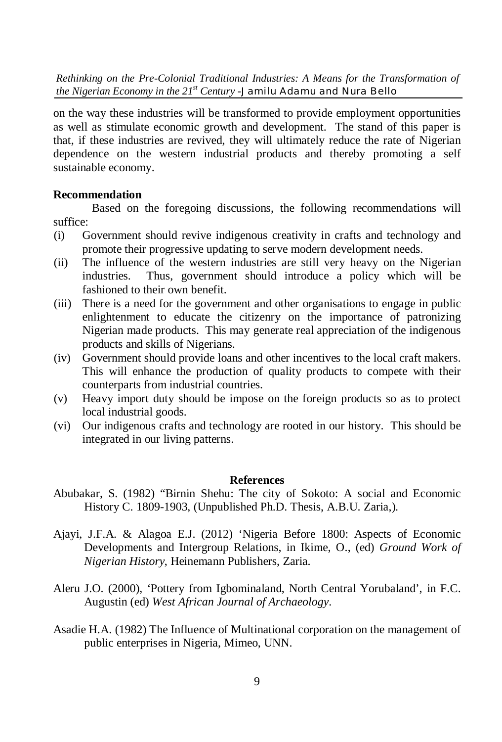on the way these industries will be transformed to provide employment opportunities as well as stimulate economic growth and development. The stand of this paper is that, if these industries are revived, they will ultimately reduce the rate of Nigerian dependence on the western industrial products and thereby promoting a self sustainable economy.

## Recommendation

Based on the foregoing discussions, the following recommendations will suffice:

(i) Government should revive indigenous creativity in crafts and technology and promote their progressive updating to serve modern development needs.

(ii) The influence of the western industries are still very heavy on the Nigerian industries. Thus, government should introduce a policy which will be fashioned to their own benefit.

(iii) There is a need for the government and other organisations to engage in public enlightenment to educate the citizenry on the importance of patronizing Nigerian made products. This may generate real appreciation of the indigenous products and skills of Nigerians.

(iv) Government should provide loans and other incentives to the local craft makers. This will enhance the production of quality products to compete with their counterparts from industrial countries.

(v) Heavy import duty should be impose on the foreign products so as to protect local industrial goods.

(vi) Our indigenous crafts and technology are rooted in our history. This should be integrated in our living patterns.

## References

Abubakar, S. (1982) "Birnin Shehu: The city of Sokoto: A social and Economic History C. 1809-1903, (Unpublished Ph.D. Thesis, A.B.U. Zaria,).

Ajayi, J.F.A. & Alagoa E.J. (2012) 'Nigeria Before 1800: Aspects of Economic Developments and Intergroup Relations, in Ikime, O., (ed) *Ground Work of Nigerian History*, Heinemann Publishers, Zaria.

Aleru J.O. (2000), 'Pottery from Igbominaland, North Central Yorubaland', in F.C. Augustin (ed) *West African Journal of Archaeology*.

Asadie H.A. (1982) The Influence of Multinational corporation on the management of public enterprises in Nigeria, Mimeo, UNN.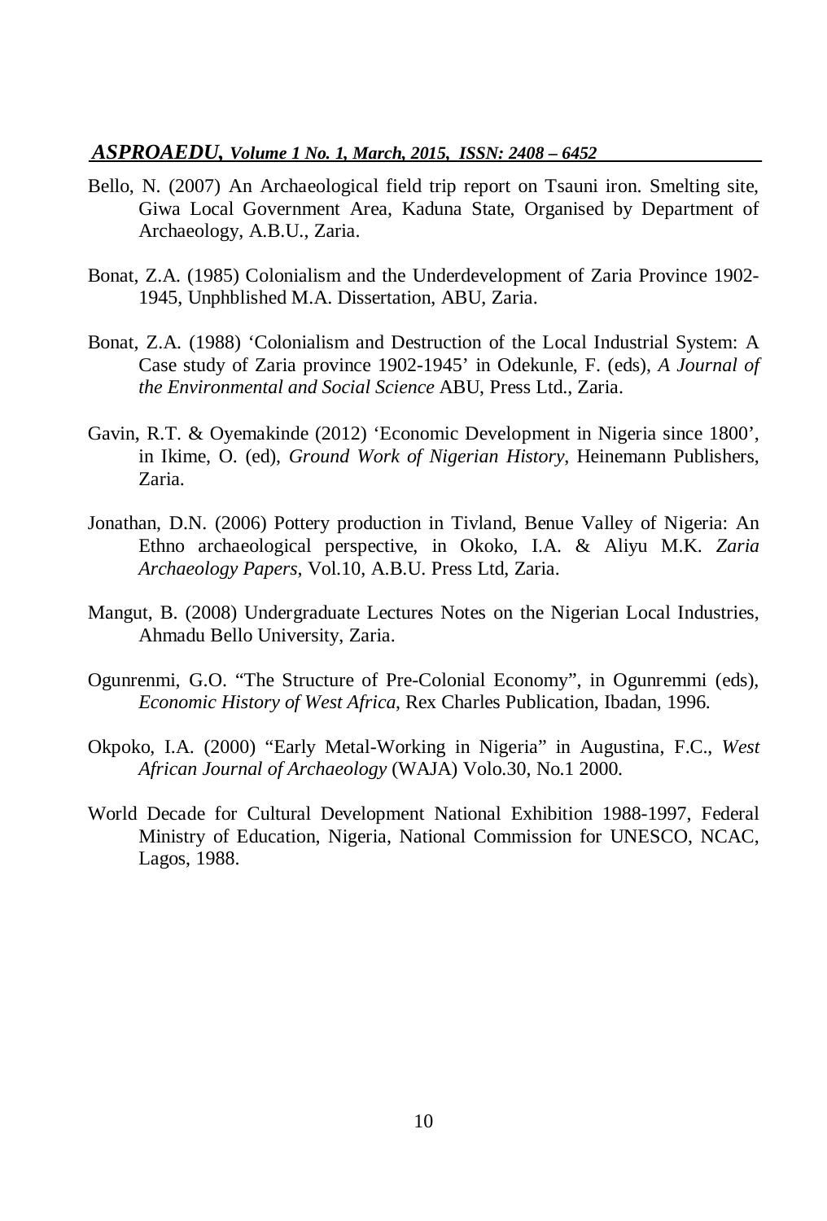Bello, N. (2007) An Archaeological field trip report on Tsauni iron. Smelting site, Giwa Local Government Area, Kaduna State, Organised by Department of Archaeology, A.B.U., Zaria.

Bonat, Z.A. (1985) Colonialism and the Underdevelopment of Zaria Province 1902-1945, Unphblished M.A. Dissertation, ABU, Zaria.

Bonat, Z.A. (1988) 'Colonialism and Destruction of the Local Industrial System: A Case study of Zaria province 1902-1945' in Odekunle, F. (eds), *A Journal of the Environmental and Social Science* ABU, Press Ltd., Zaria.

Gavin, R.T. & Oyemakinde (2012) 'Economic Development in Nigeria since 1800', in Ikime, O. (ed), *Ground Work of Nigerian History*, Heinemann Publishers, Zaria.

Jonathan, D.N. (2006) Pottery production in Tivland, Benue Valley of Nigeria: An Ethno archaeological perspective, in Okoko, I.A. & Aliyu M.K. *Zaria Archaeology Papers*, Vol.10, A.B.U. Press Ltd, Zaria.

Mangut, B. (2008) Undergraduate Lectures Notes on the Nigerian Local Industries, Ahmadu Bello University, Zaria.

Ogunrenmi, G.O. "The Structure of Pre-Colonial Economy", in Ogunremmi (eds), *Economic History of West Africa*, Rex Charles Publication, Ibadan, 1996.

Okpoko, I.A. (2000) "Early Metal-Working in Nigeria" in Augustina, F.C., *West African Journal of Archaeology* (WAJA) Volo.30, No.1 2000.

World Decade for Cultural Development National Exhibition 1988-1997, Federal Ministry of Education, Nigeria, National Commission for UNESCO, NCAC, Lagos, 1988.